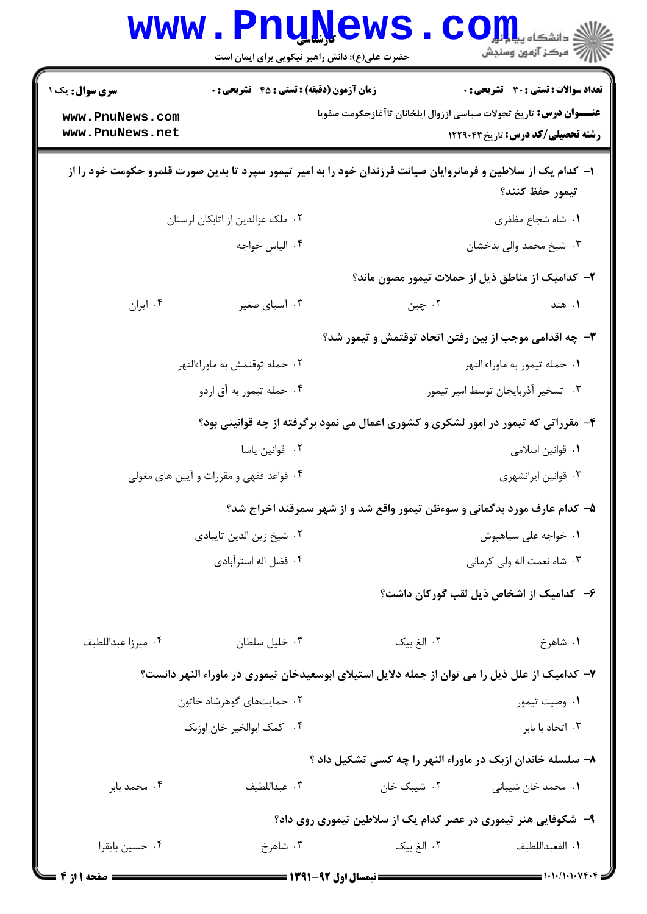**سری سؤال:** یک ۱

**زمان آزمون (دقیقه) : تستی : ۴۵ تشریحی : ۰**

**تعداد سوالات : تستی : ۳۰ تشریحی : ۰**

**عنـــوان درس:** تاریخ تحولات سیاسی اززوال ایلخانان تاآغازحکومت صفویا

**رشته تحصیلی/کد درس:** تاریخ ۱۲۲۹۰۴۳

۱- کدام یک از سلاطین و فرمانروایان صیانت فرزندان خود را به امیر تیمور سپرد تا بدین صورت قلمرو حکومت خود را از تیمور حفظ کنند؟

۱. شاه شجاع مظفری
۲. ملک عزالدین از اتابکان لرستان
۳. شیخ محمد والی بدخشان
۴. الیاس خواجه

۲- کدامیک از مناطق ذیل از حملات تیمور مصون ماند؟

۱. هند
۲. چین
۳. آسیای صغیر
۴. ایران

۳- چه اقدامی موجب از بین رفتن اتحاد توقتمش و تیمور شد؟

۱. حمله تیمور به ماوراء النهر
۲. حمله توقتمش به ماوراءالنهر
۳. تسخیر آذربایجان توسط امیر تیمور
۴. حمله تیمور به آق اردو

۴- مقرراتی که تیمور در امور لشکری و کشوری اعمال می نمود برگرفته از چه قوانینی بود؟

۱. قوانین اسلامی
۲. قوانین یاسا
۳. قوانین ایرانشهری
۴. قواعد فقهی و مقررات و آیین های مغولی

۵- کدام عارف مورد بدگمانی و سوءظن تیمور واقع شد و از شهر سمرقند اخراج شد؟

۱. خواجه علی سیاهپوش
۲. شیخ زین الدین تایبادی
۳. شاه نعمت اله ولی کرمانی
۴. فضل اله استرآبادی

۶- کدامیک از اشخاص ذیل لقب گورکان داشت؟

۱. شاهرخ
۲. الغ بیک
۳. خلیل سلطان
۴. میرزا عبداللطیف

۷- کدامیک از علل ذیل را می توان از جمله دلایل استیلای ابوسعیدخان تیموری در ماوراء النهر دانست؟

۱. وصیت تیمور
۲. حمایتهای گوهرشاد خاتون
۳. اتحاد با بابر
۴. کمک ابوالخیر خان اوزبک

۸- سلسله خاندان ازبک در ماوراء النهر را چه کسی تشکیل داد ؟

۱. محمد خان شیبانی
۲. شیبک خان
۳. عبداللطیف
۴. محمد بابر

۹- شکوفایی هنر تیموری در عصر کدام یک از سلاطین تیموری روی داد؟

۱. الفعبداللطیف
۲. الغ بیک
۳. شاهرخ
۴. حسین بایقرا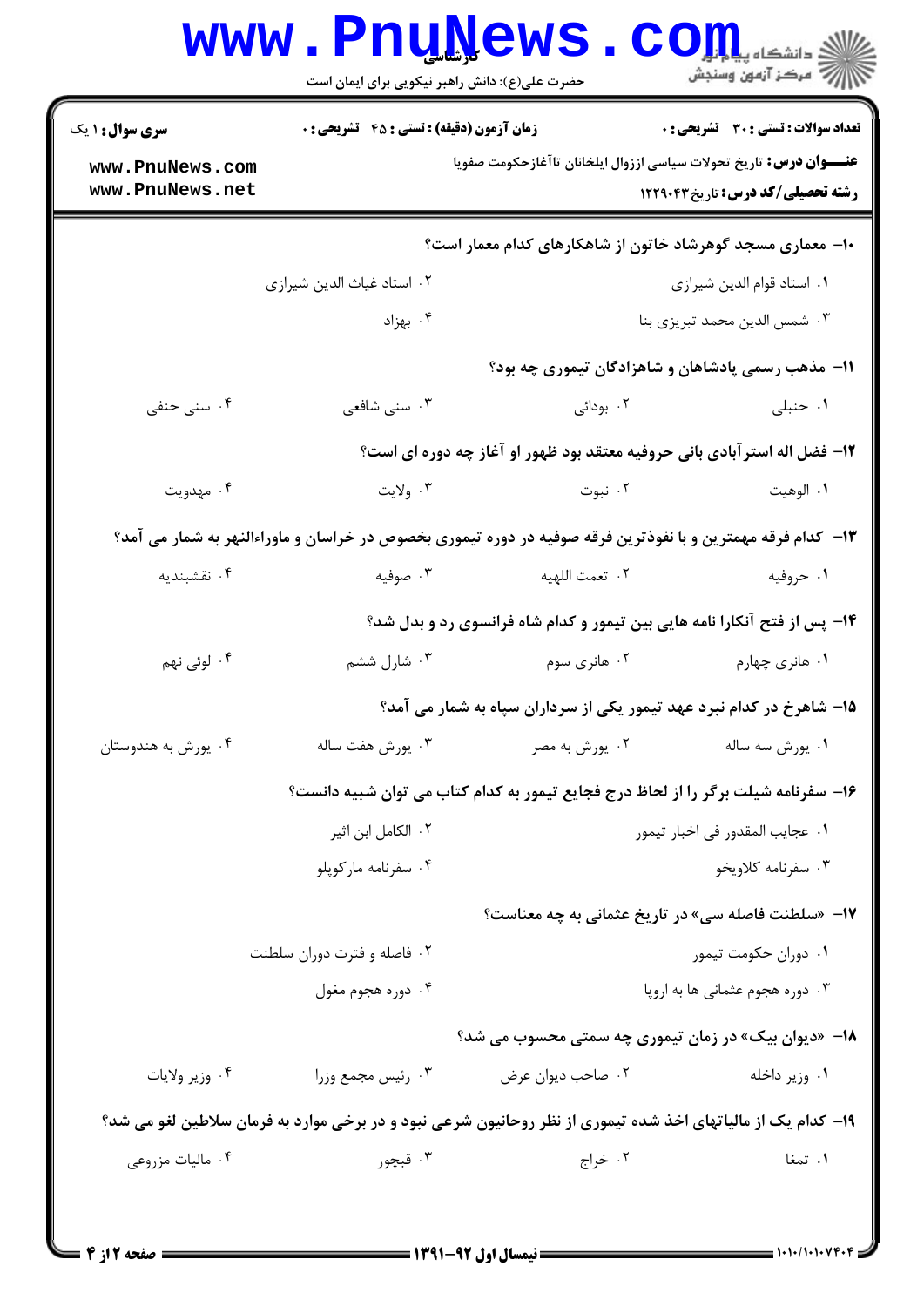**سری سوال:** ۱ یک

**زمان آزمون (دقیقه) : تستی : ۴۵ تشریحی : ۰**

**تعداد سوالات : تستی : ۳۰ تشریحی : ۰**

**عنـــوان درس:** تاریخ تحولات سیاسی اززوال ایلخانان تاآغازحکومت صفویا

**رشته تحصیلی/کد درس:** تاریخ ۱۲۲۹۰۴۳

**۱۰- معماری مسجد گوهرشاد خاتون از شاهکارهای کدام معمار است؟**

۱. استاد قوام الدین شیرازی
۲. استاد غیاث الدین شیرازی
۳. شمس الدین محمد تبریزی بنا
۴. بهزاد

**۱۱- مذهب رسمی پادشاهان و شاهزادگان تیموری چه بود؟**

۱. حنبلی
۲. بودائی
۳. سنی شافعی
۴. سنی حنفی

**۱۲- فضل اله استرآبادی بانی حروفیه معتقد بود ظهور او آغاز چه دوره ای است؟**

۱. الوهیت
۲. نبوت
۳. ولایت
۴. مهدویت

**۱۳- کدام فرقه مهمترین و با نفوذترین فرقه صوفیه در دوره تیموری بخصوص در خراسان و ماوراءالنهر به شمار می آمد؟**

۱. حروفیه
۲. نعمت اللهیه
۳. صوفیه
۴. نقشبندیه

**۱۴- پس از فتح آنکارا نامه هایی بین تیمور و کدام شاه فرانسوی رد و بدل شد؟**

۱. هانری چهارم
۲. هانری سوم
۳. شارل ششم
۴. لوئی نهم

**۱۵- شاهرخ در کدام نبرد عهد تیمور یکی از سرداران سپاه به شمار می آمد؟**

۱. یورش سه ساله
۲. یورش به مصر
۳. یورش هفت ساله
۴. یورش به هندوستان

**۱۶- سفرنامه شیلت برگر را از لحاظ درج فجایع تیمور به کدام کتاب می توان شبیه دانست؟**

۱. عجایب المقدور فی اخبار تیمور
۲. الکامل ابن اثیر
۳. سفرنامه کلاویخو
۴. سفرنامه مارکوپلو

**۱۷- «سلطنت فاصله سی» در تاریخ عثمانی به چه معناست؟**

۱. دوران حکومت تیمور
۲. فاصله و فترت دوران سلطنت
۳. دوره هجوم عثمانی ها به اروپا
۴. دوره هجوم مغول

**۱۸- «دیوان بیک» در زمان تیموری چه سمتی محسوب می شد؟**

۱. وزیر داخله
۲. صاحب دیوان عرض
۳. رئیس مجمع وزرا
۴. وزیر ولایات

**۱۹- کدام یک از مالیاتهای اخذ شده تیموری از نظر روحانیون شرعی نبود و در برخی موارد به فرمان سلاطین لغو می شد؟**

۱. تمغا
۲. خراج
۳. قبچور
۴. مالیات مزروعی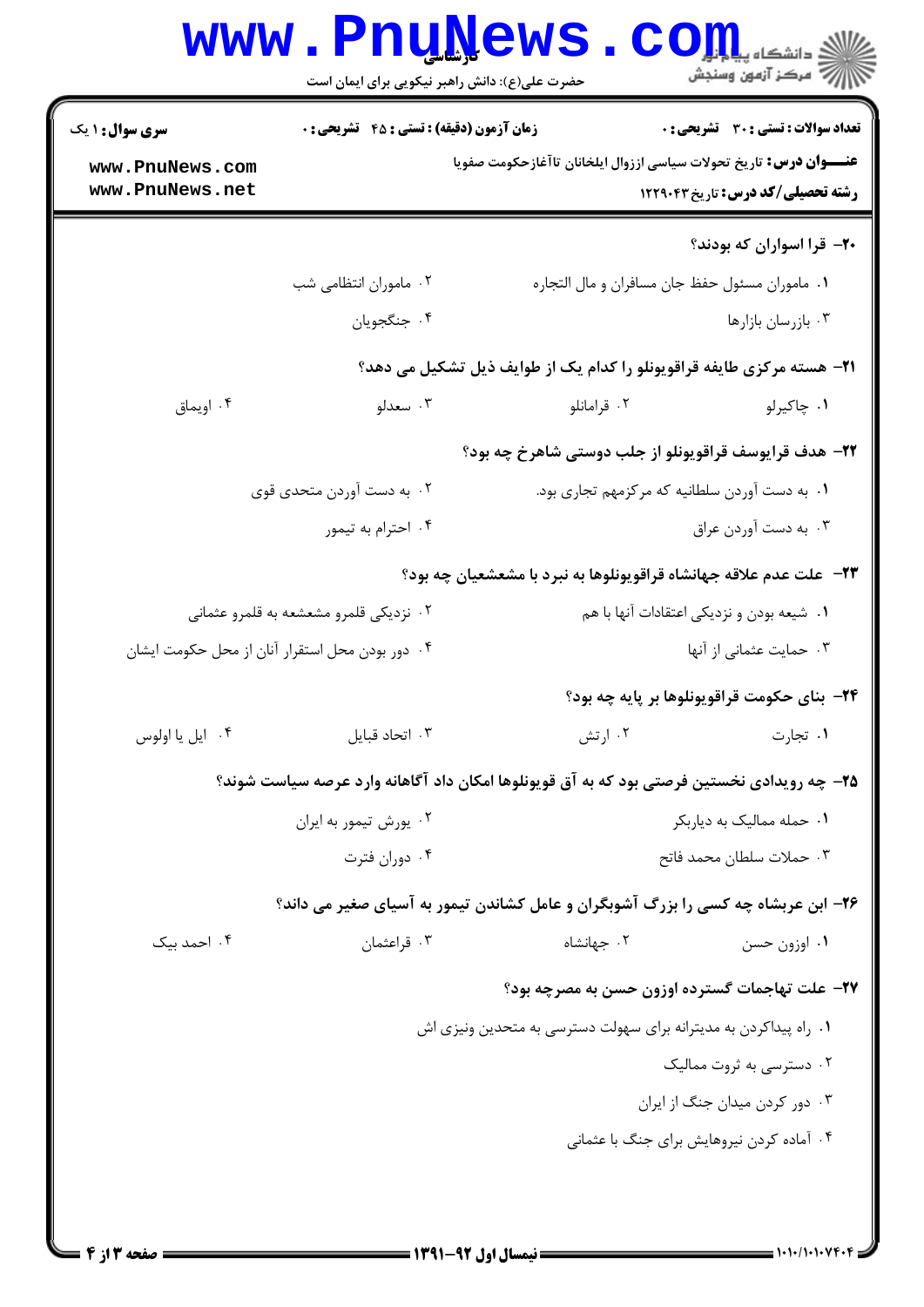**سری سوال:** ۱ یک

**زمان آزمون (دقیقه) : تستی :** ۴۵ **تشریحی :** ۰

**تعداد سوالات : تستی :** ۳۰ **تشریحی :** ۰

**عنـــوان درس:** تاریخ تحولات سیاسی ازززوال ایلخانان تاآغازحکومت صفویا

**رشته تحصیلی/کد درس:** تاریخ ۱۲۲۹۰۴۳

**۲۰- قرا اسواران که بودند؟**

۱. ماموران مسئول حفظ جان مسافران و مال التجاره

۲. ماموران انتظامی شب

۳. بازرسان بازارها

۴. جنگجویان

**۲۱- هسته مرکزی طایفه قراقویونلو را کدام یک از طوایف ذیل تشکیل می دهد؟**

۱. چاکیرلو

۲. قرامانلو

۳. سعدلو

۴. اویماق

**۲۲- هدف قرایوسف قراقویونلو از جلب دوستی شاهرخ چه بود؟**

۱. به دست آوردن سلطانیه که مرکزمهم تجاری بود.

۲. به دست آوردن متحدی قوی

۳. به دست آوردن عراق

۴. احترام به تیمور

**۲۳- علت عدم علاقه جهانشاه قراقویونلوها به نبرد با مشعشعیان چه بود؟**

۱. شیعه بودن و نزدیکی اعتقادات آنها با هم

۲. نزدیکی قلمرو مشعشعه به قلمرو عثمانی

۳. حمایت عثمانی از آنها

۴. دور بودن محل استقرار آنان از محل حکومت ایشان

**۲۴- بنای حکومت قراقویونلوها بر پایه چه بود؟**

۱. تجارت

۲. ارتش

۳. اتحاد قبایل

۴. ایل یا اولوس

**۲۵- چه رویدادی نخستین فرصتی بود که به آق قویونلوها امکان داد آگاهانه وارد عرصه سیاست شوند؟**

۱. حمله ممالیک به دیاربکر

۲. یورش تیمور به ایران

۳. حملات سلطان محمد فاتح

۴. دوران فترت

**۲۶- ابن عربشاه چه کسی را بزرگ آشوبگران و عامل کشاندن تیمور به آسیای صغیر می داند؟**

۱. اوزون حسن

۲. جهانشاه

۳. قراعثمان

۴. احمد بیک

**۲۷- علت تهاجمات گسترده اوزون حسن به مصرچه بود؟**

۱. راه پیداکردن به مدیترانه برای سهولت دسترسی به متحدین ونیزی اش

۲. دسترسی به ثروت ممالیک

۳. دور کردن میدان جنگ از ایران

۴. آماده کردن نیروهایش برای جنگ با عثمانی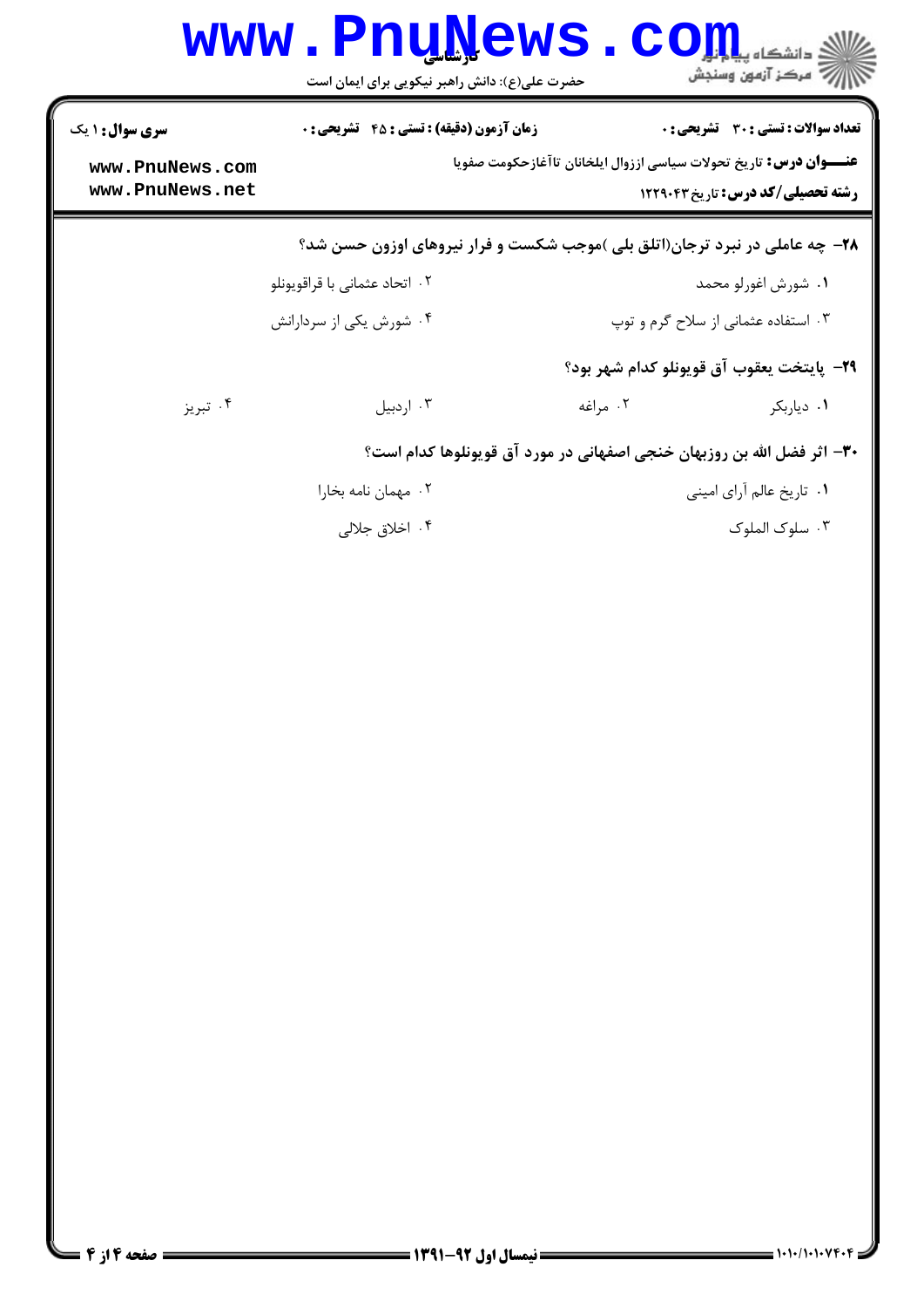۲۸- چه عاملی در نبرد ترجان(اتلق بلی )موجب شکست و فرار نیروهای اوزون حسن شد؟

۱. شورش اغورلو محمد

۲. اتحاد عثمانی با قراقویونلو

۳. استفاده عثمانی از سلاح گرم و توپ

۴. شورش یکی از سردارانش

۲۹- پایتخت یعقوب آق قویونلو کدام شهر بود؟

۱. دیاربکر

۲. مراغه

۳. اردبیل

۴. تبریز

۳۰- اثر فضل الله بن روزبهان خنجی اصفهانی در مورد آق قویونلوها کدام است؟

۱. تاریخ عالم آرای امینی

۲. مهمان نامه بخارا

۳. سلوک الملوک

۴. اخلاق جلالی